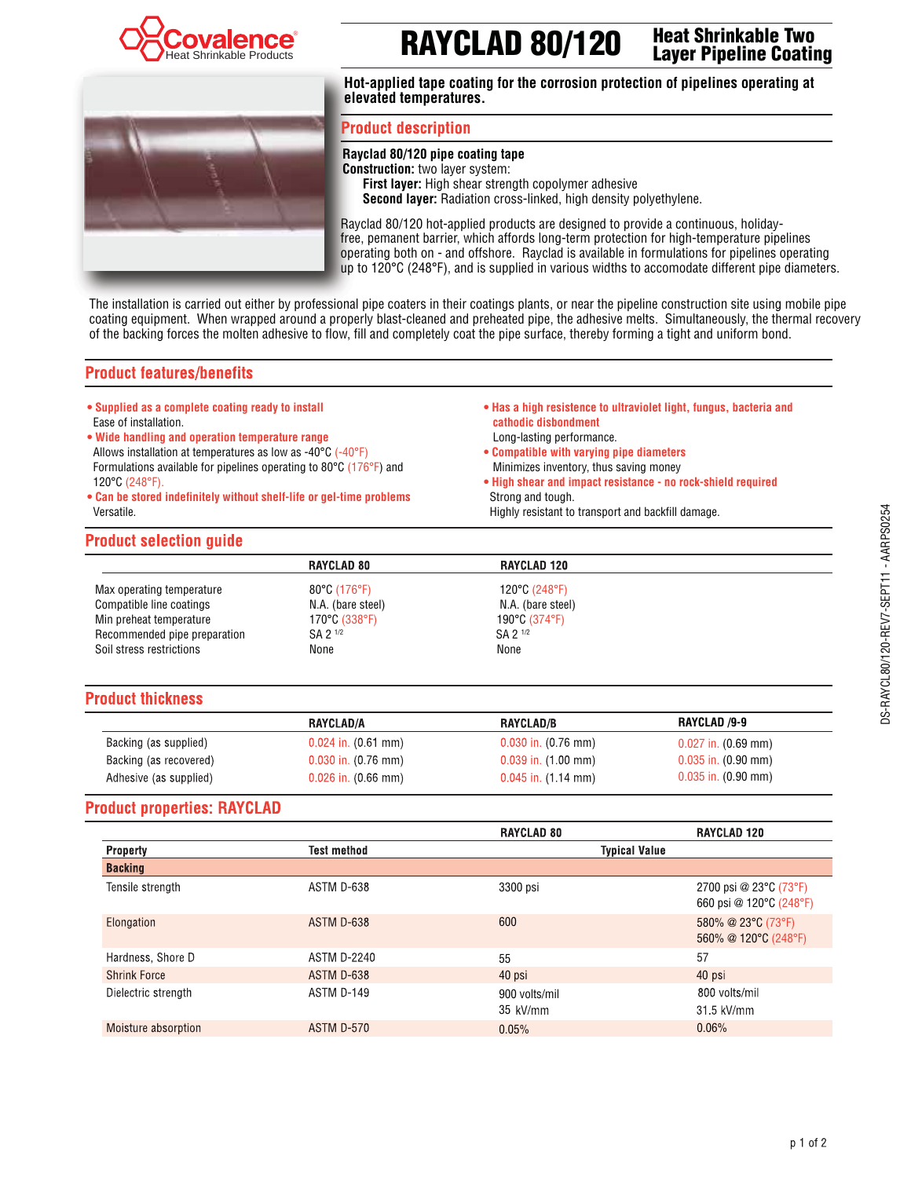Covalence® Heat Shrinkable Products

# RAYCLAD 80/120 Heat Shrinkable Two Layer Pipeline Coating

**Hot-applied tape coating for the corrosion protection of pipelines operating at elevated temperatures.**

## Product description

**Rayclad 80/120 pipe coating tape**
**Construction:** two layer system:
- **First layer:** High shear strength copolymer adhesive
- **Second layer:** Radiation cross-linked, high density polyethylene.

Rayclad 80/120 hot-applied products are designed to provide a continuous, holiday-free, pemanent barrier, which affords long-term protection for high-temperature pipelines operating both on - and offshore. Rayclad is available in formulations for pipelines operating up to 120°C (248°F), and is supplied in various widths to accomodate different pipe diameters.

The installation is carried out either by professional pipe coaters in their coatings plants, or near the pipeline construction site using mobile pipe coating equipment. When wrapped around a properly blast-cleaned and preheated pipe, the adhesive melts. Simultaneously, the thermal recovery of the backing forces the molten adhesive to flow, fill and completely coat the pipe surface, thereby forming a tight and uniform bond.

## Product features/benefits

- **Supplied as a complete coating ready to install**
  Ease of installation.
- **Wide handling and operation temperature range**
  Allows installation at temperatures as low as -40°C (-40°F)
  Formulations available for pipelines operating to 80°C (176°F) and 120°C (248°F).
- **Can be stored indefinitely without shelf-life or gel-time problems**
  Versatile.
- **Has a high resistence to ultraviolet light, fungus, bacteria and cathodic disbondment**
  Long-lasting performance.
- **Compatible with varying pipe diameters**
  Minimizes inventory, thus saving money
- **High shear and impact resistance - no rock-shield required**
  Strong and tough.
  Highly resistant to transport and backfill damage.

## Product selection guide

| | RAYCLAD 80 | RAYCLAD 120 |
|---|---|---|
| Max operating temperature | 80°C (176°F) | 120°C (248°F) |
| Compatible line coatings | N.A. (bare steel) | N.A. (bare steel) |
| Min preheat temperature | 170°C (338°F) | 190°C (374°F) |
| Recommended pipe preparation | SA 2 1/2 | SA 2 1/2 |
| Soil stress restrictions | None | None |

## Product thickness

| | RAYCLAD/A | RAYCLAD/B | RAYCLAD /9-9 |
|---|---|---|---|
| Backing (as supplied) | 0.024 in. (0.61 mm) | 0.030 in. (0.76 mm) | 0.027 in. (0.69 mm) |
| Backing (as recovered) | 0.030 in. (0.76 mm) | 0.039 in. (1.00 mm) | 0.035 in. (0.90 mm) |
| Adhesive (as supplied) | 0.026 in. (0.66 mm) | 0.045 in. (1.14 mm) | 0.035 in. (0.90 mm) |

## Product properties: RAYCLAD

| Property | Test method | RAYCLAD 80 Typical Value | RAYCLAD 120 Typical Value |
|---|---|---|---|
| **Backing** | | | |
| Tensile strength | ASTM D-638 | 3300 psi | 2700 psi @ 23°C (73°F)<br>660 psi @ 120°C (248°F) |
| Elongation | ASTM D-638 | 600 | 580% @ 23°C (73°F)<br>560% @ 120°C (248°F) |
| Hardness, Shore D | ASTM D-2240 | 55 | 57 |
| Shrink Force | ASTM D-638 | 40 psi | 40 psi |
| Dielectric strength | ASTM D-149 | 900 volts/mil<br>35 kV/mm | 800 volts/mil<br>31.5 kV/mm |
| Moisture absorption | ASTM D-570 | 0.05% | 0.06% |

DS-RAYCL80/120-REV7-SEPT11 - AARPS0254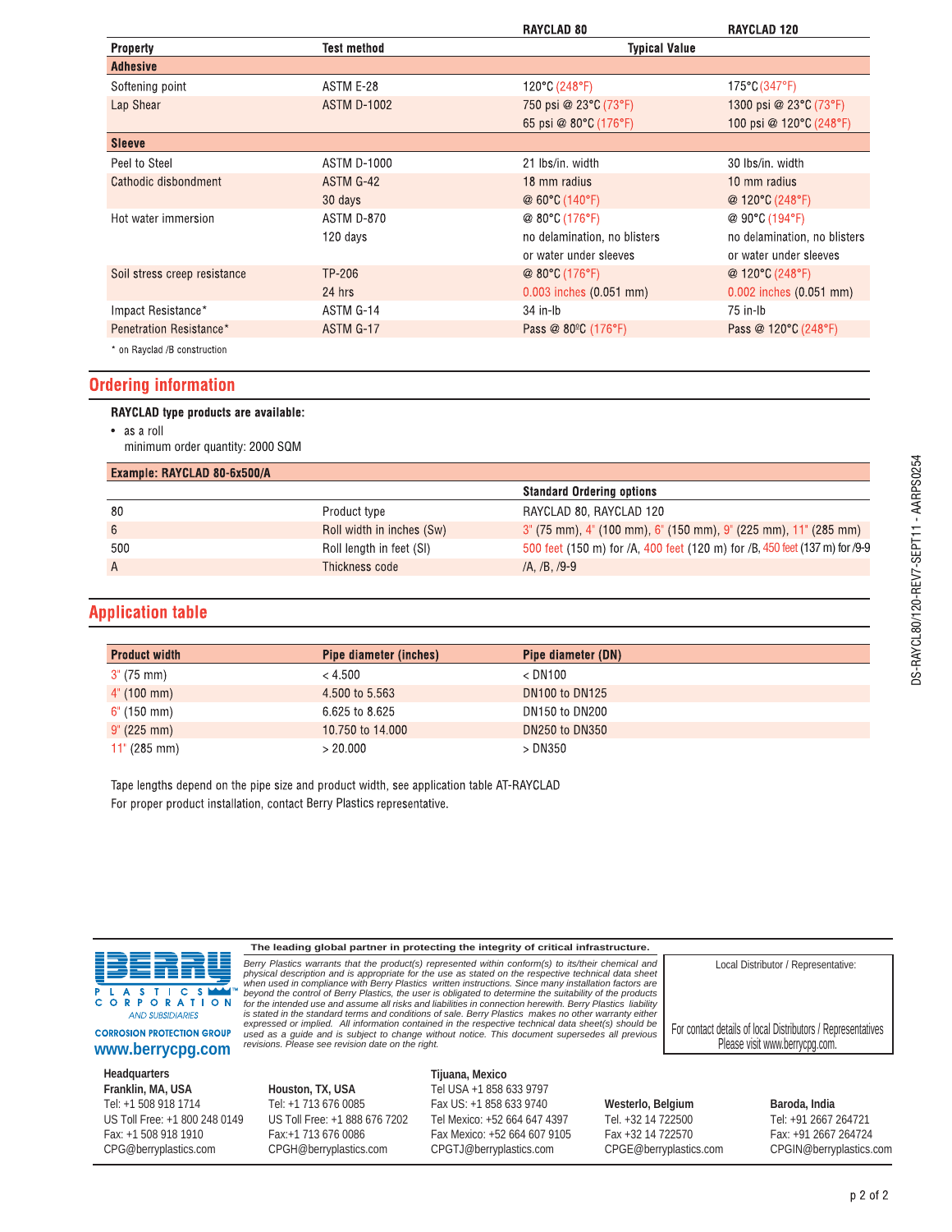| Property | Test method | RAYCLAD 80 Typical Value | RAYCLAD 120 Typical Value |
|---|---|---|---|
| **Adhesive** | | | |
| Softening point | ASTM E-28 | 120°C (248°F) | 175°C (347°F) |
| Lap Shear | ASTM D-1002 | 750 psi @ 23°C (73°F)<br>65 psi @ 80°C (176°F) | 1300 psi @ 23°C (73°F)<br>100 psi @ 120°C (248°F) |
| **Sleeve** | | | |
| Peel to Steel | ASTM D-1000 | 21 lbs/in. width | 30 lbs/in. width |
| Cathodic disbondment | ASTM G-42<br>30 days | 18 mm radius<br>@ 60°C (140°F) | 10 mm radius<br>@ 120°C (248°F) |
| Hot water immersion | ASTM D-870<br>120 days | @ 80°C (176°F)<br>no delamination, no blisters or water under sleeves | @ 90°C (194°F)<br>no delamination, no blisters or water under sleeves |
| Soil stress creep resistance | TP-206<br>24 hrs | @ 80°C (176°F)<br>0.003 inches (0.051 mm) | @ 120°C (248°F)<br>0.002 inches (0.051 mm) |
| Impact Resistance* | ASTM G-14 | 34 in-lb | 75 in-lb |
| Penetration Resistance* | ASTM G-17 | Pass @ 80ºC (176°F) | Pass @ 120°C (248°F) |

\* on Rayclad /B construction

## Ordering information

**RAYCLAD type products are available:**

- as a roll
  minimum order quantity: 2000 SQM

| Example: RAYCLAD 80-6x500/A | | Standard Ordering options |
|---|---|---|
| 80 | Product type | RAYCLAD 80, RAYCLAD 120 |
| 6 | Roll width in inches (Sw) | 3" (75 mm), 4" (100 mm), 6" (150 mm), 9" (225 mm), 11" (285 mm) |
| 500 | Roll length in feet (Sl) | 500 feet (150 m) for /A, 400 feet (120 m) for /B, 450 feet (137 m) for /9-9 |
| A | Thickness code | /A, /B, /9-9 |

## Application table

| Product width | Pipe diameter (inches) | Pipe diameter (DN) |
|---|---|---|
| 3" (75 mm) | < 4.500 | < DN100 |
| 4" (100 mm) | 4.500 to 5.563 | DN100 to DN125 |
| 6" (150 mm) | 6.625 to 8.625 | DN150 to DN200 |
| 9" (225 mm) | 10.750 to 14.000 | DN250 to DN350 |
| 11" (285 mm) | > 20.000 | > DN350 |

Tape lengths depend on the pipe size and product width, see application table AT-RAYCLAD
For proper product installation, contact Berry Plastics representative.

DS-RAYCL80/120-REV7-SEPT11 - AARPS0254

**The leading global partner in protecting the integrity of critical infrastructure.**

BERRY PLASTICS CORPORATION AND SUBSIDIARIES
CORROSION PROTECTION GROUP
www.berrycpg.com

*Berry Plastics warrants that the product(s) represented within conform(s) to its/their chemical and physical description and is appropriate for the use as stated on the respective technical data sheet when used in compliance with Berry Plastics written instructions. Since many installation factors are beyond the control of Berry Plastics, the user is obligated to determine the suitability of the products for the intended use and assume all risks and liabilities in connection herewith. Berry Plastics liability is stated in the standard terms and conditions of sale. Berry Plastics makes no other warranty either expressed or implied. All information contained in the respective technical data sheet(s) should be used as a guide and is subject to change without notice. This document supersedes all previous revisions. Please see revision date on the right.*

Local Distributor / Representative:

For contact details of local Distributors / Representatives
Please visit www.berrycpg.com.

**Headquarters**
**Franklin, MA, USA**
Tel: +1 508 918 1714
US Toll Free: +1 800 248 0149
Fax: +1 508 918 1910
CPG@berryplastics.com

**Houston, TX, USA**
Tel: +1 713 676 0085
US Toll Free: +1 888 676 7202
Fax:+1 713 676 0086
CPGH@berryplastics.com

**Tijuana, Mexico**
Tel USA +1 858 633 9797
Fax US: +1 858 633 9740
Tel Mexico: +52 664 647 4397
Fax Mexico: +52 664 607 9105
CPGTJ@berryplastics.com

**Westerlo, Belgium**
Tel. +32 14 722500
Fax +32 14 722570
CPGE@berryplastics.com

**Baroda, India**
Tel: +91 2667 264721
Fax: +91 2667 264724
CPGIN@berryplastics.com